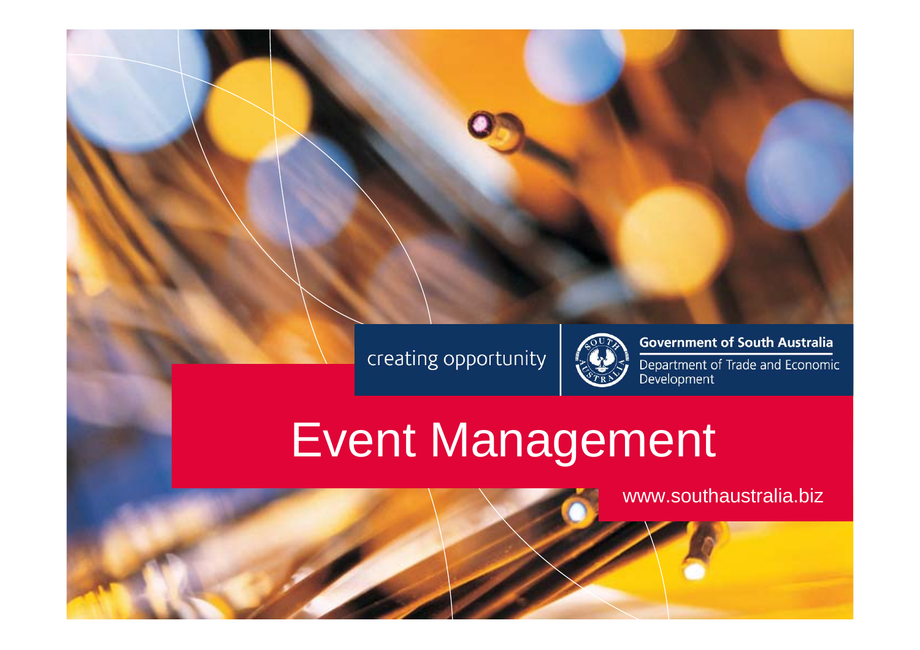creating opportunity

**Government of South Australia**

Department of Trade and Economic Development

# Event Management

www.southaustralia.biz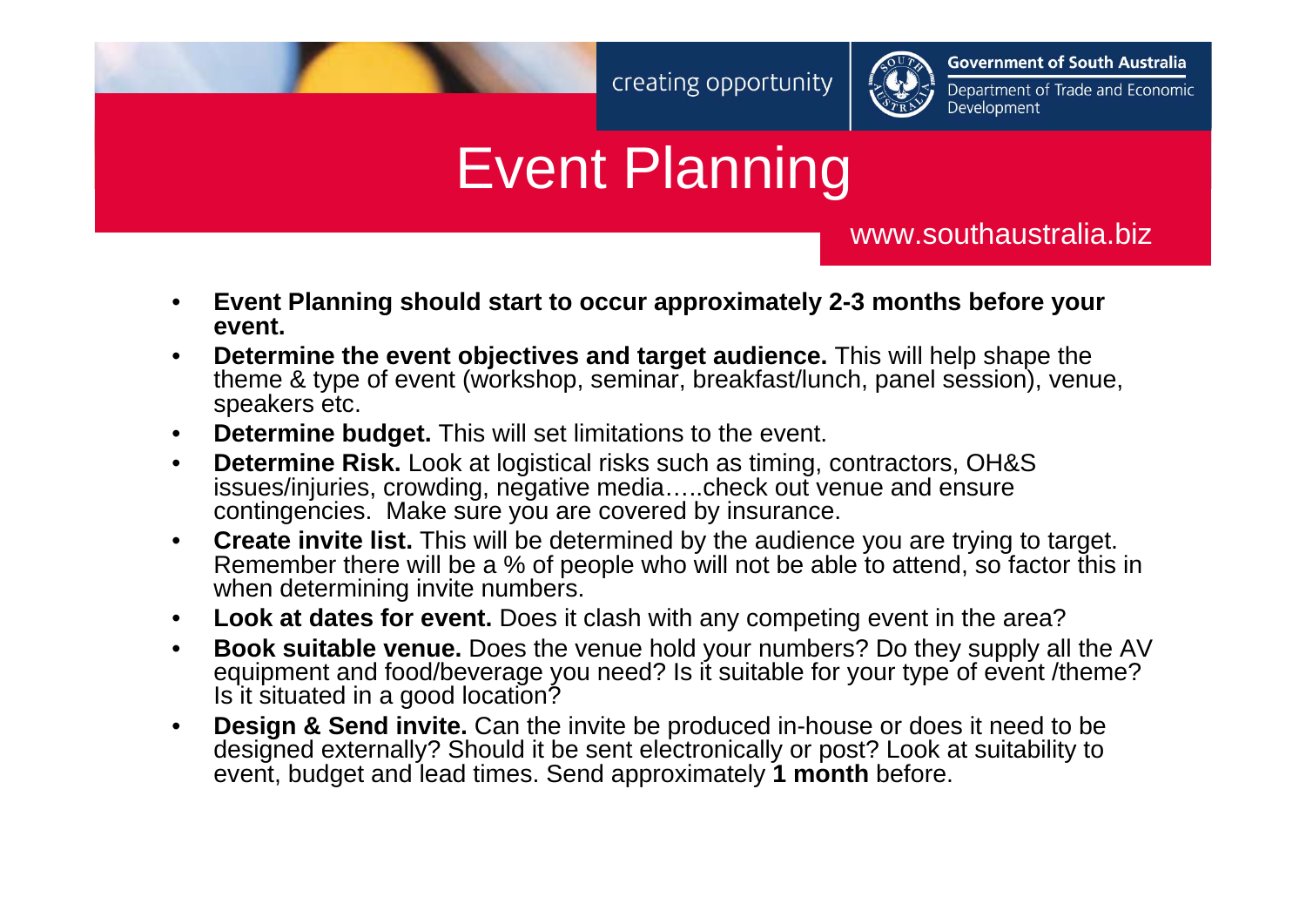creating opportunity

**Government of South Australia**
Department of Trade and Economic Development

# Event Planning

www.southaustralia.biz

- **Event Planning should start to occur approximately 2-3 months before your event.**
- **Determine the event objectives and target audience.** This will help shape the theme & type of event (workshop, seminar, breakfast/lunch, panel session), venue, speakers etc.
- **Determine budget.** This will set limitations to the event.
- **Determine Risk.** Look at logistical risks such as timing, contractors, OH&S issues/injuries, crowding, negative media…..check out venue and ensure contingencies. Make sure you are covered by insurance.
- **Create invite list.** This will be determined by the audience you are trying to target. Remember there will be a % of people who will not be able to attend, so factor this in when determining invite numbers.
- **Look at dates for event.** Does it clash with any competing event in the area?
- **Book suitable venue.** Does the venue hold your numbers? Do they supply all the AV equipment and food/beverage you need? Is it suitable for your type of event /theme? Is it situated in a good location?
- **Design & Send invite.** Can the invite be produced in-house or does it need to be designed externally? Should it be sent electronically or post? Look at suitability to event, budget and lead times. Send approximately **1 month** before.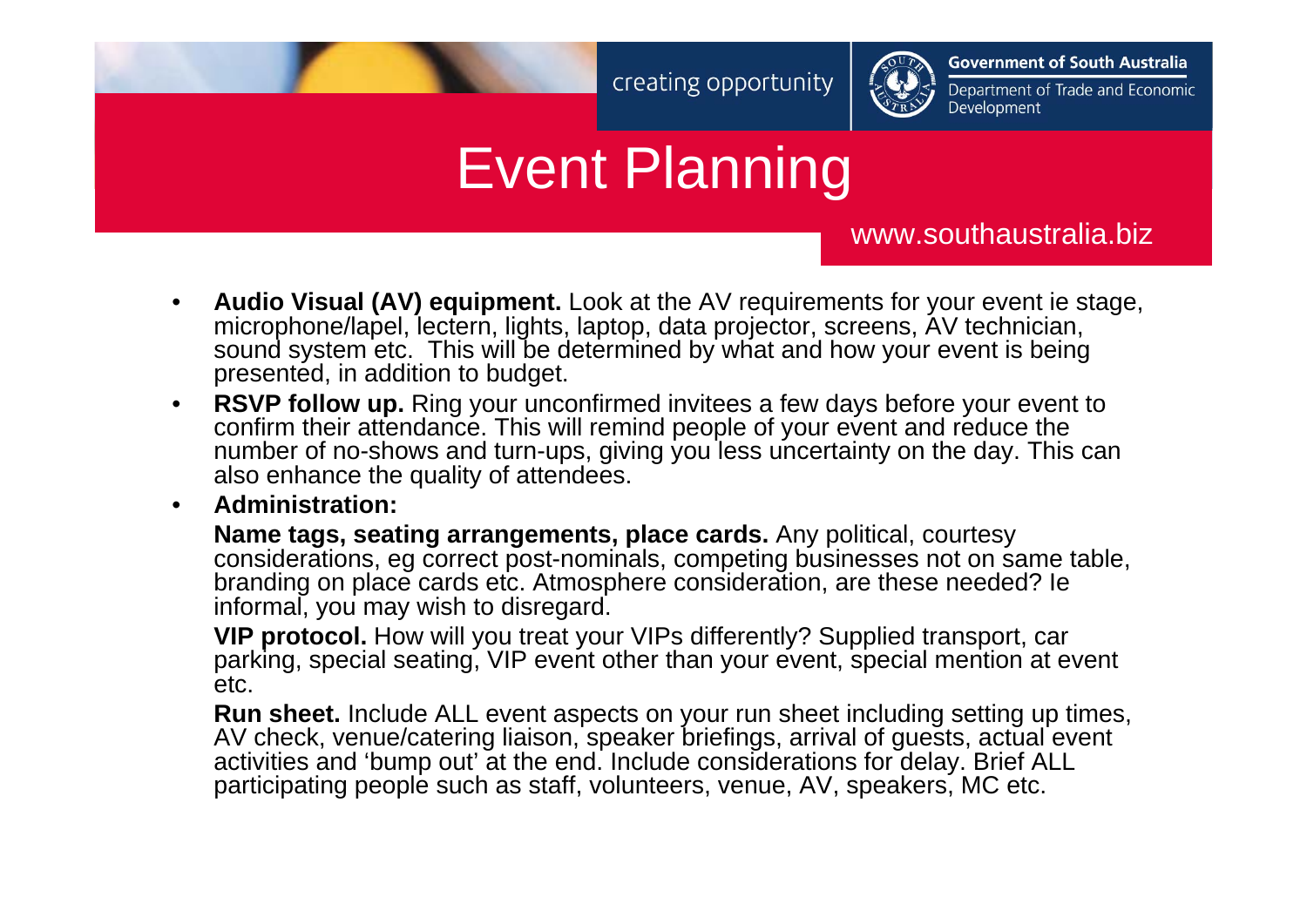# Event Planning

- **Audio Visual (AV) equipment.** Look at the AV requirements for your event ie stage, microphone/lapel, lectern, lights, laptop, data projector, screens, AV technician, sound system etc. This will be determined by what and how your event is being presented, in addition to budget.
- **RSVP follow up.** Ring your unconfirmed invitees a few days before your event to confirm their attendance. This will remind people of your event and reduce the number of no-shows and turn-ups, giving you less uncertainty on the day. This can also enhance the quality of attendees.
- **Administration:**

  **Name tags, seating arrangements, place cards.** Any political, courtesy considerations, eg correct post-nominals, competing businesses not on same table, branding on place cards etc. Atmosphere consideration, are these needed? Ie informal, you may wish to disregard.

  **VIP protocol.** How will you treat your VIPs differently? Supplied transport, car parking, special seating, VIP event other than your event, special mention at event etc.

  **Run sheet.** Include ALL event aspects on your run sheet including setting up times, AV check, venue/catering liaison, speaker briefings, arrival of guests, actual event activities and 'bump out' at the end. Include considerations for delay. Brief ALL participating people such as staff, volunteers, venue, AV, speakers, MC etc.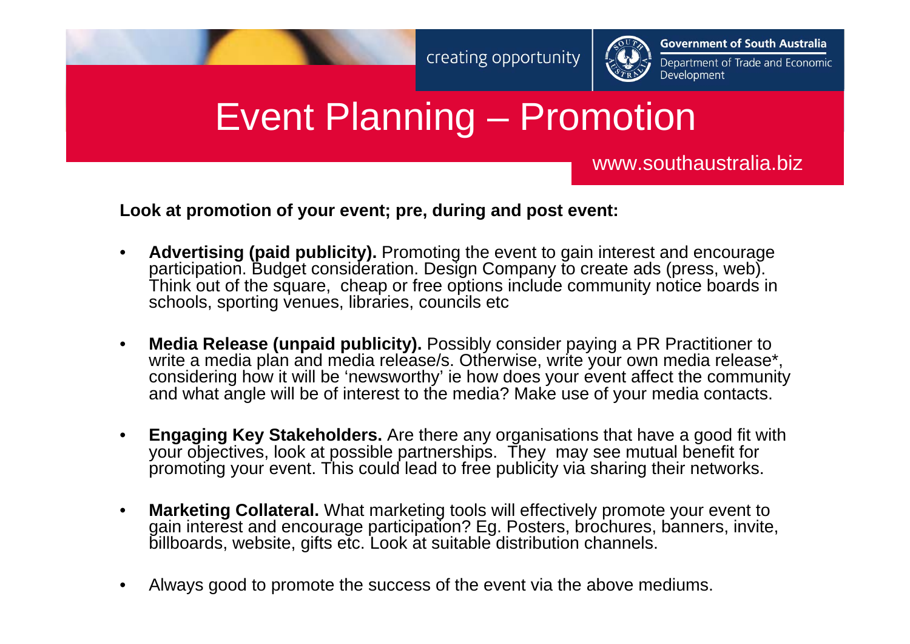# Event Planning – Promotion

**Look at promotion of your event; pre, during and post event:**

- **Advertising (paid publicity).** Promoting the event to gain interest and encourage participation. Budget consideration. Design Company to create ads (press, web). Think out of the square, cheap or free options include community notice boards in schools, sporting venues, libraries, councils etc
- **Media Release (unpaid publicity).** Possibly consider paying a PR Practitioner to write a media plan and media release/s. Otherwise, write your own media release*, considering how it will be 'newsworthy' ie how does your event affect the community and what angle will be of interest to the media? Make use of your media contacts.
- **Engaging Key Stakeholders.** Are there any organisations that have a good fit with your objectives, look at possible partnerships. They may see mutual benefit for promoting your event. This could lead to free publicity via sharing their networks.
- **Marketing Collateral.** What marketing tools will effectively promote your event to gain interest and encourage participation? Eg. Posters, brochures, banners, invite, billboards, website, gifts etc. Look at suitable distribution channels.
- Always good to promote the success of the event via the above mediums.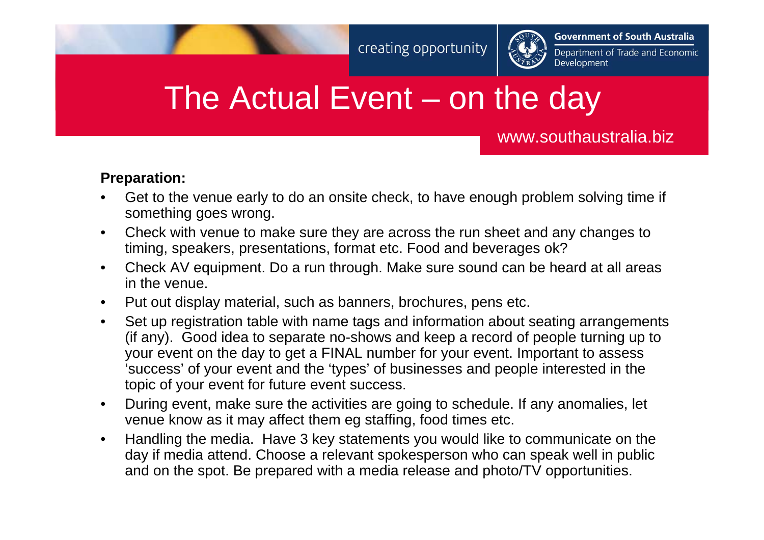# The Actual Event – on the day

**Preparation:**

- Get to the venue early to do an onsite check, to have enough problem solving time if something goes wrong.
- Check with venue to make sure they are across the run sheet and any changes to timing, speakers, presentations, format etc. Food and beverages ok?
- Check AV equipment. Do a run through. Make sure sound can be heard at all areas in the venue.
- Put out display material, such as banners, brochures, pens etc.
- Set up registration table with name tags and information about seating arrangements (if any). Good idea to separate no-shows and keep a record of people turning up to your event on the day to get a FINAL number for your event. Important to assess 'success' of your event and the 'types' of businesses and people interested in the topic of your event for future event success.
- During event, make sure the activities are going to schedule. If any anomalies, let venue know as it may affect them eg staffing, food times etc.
- Handling the media. Have 3 key statements you would like to communicate on the day if media attend. Choose a relevant spokesperson who can speak well in public and on the spot. Be prepared with a media release and photo/TV opportunities.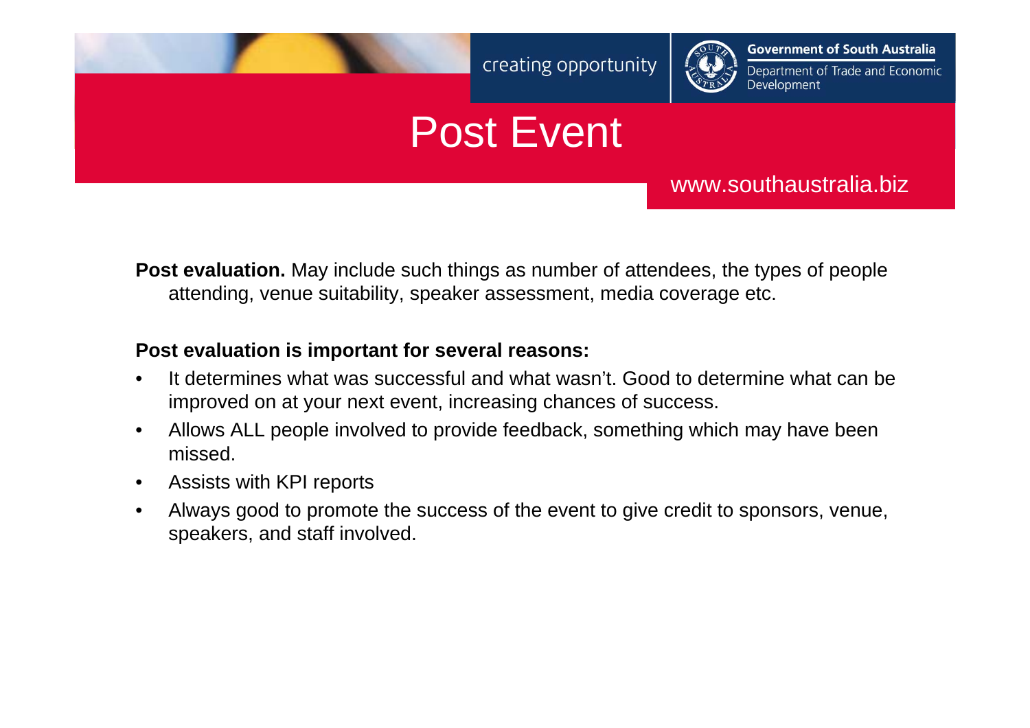# Post Event

**Post evaluation.** May include such things as number of attendees, the types of people attending, venue suitability, speaker assessment, media coverage etc.

**Post evaluation is important for several reasons:**

- It determines what was successful and what wasn't. Good to determine what can be improved on at your next event, increasing chances of success.
- Allows ALL people involved to provide feedback, something which may have been missed.
- Assists with KPI reports
- Always good to promote the success of the event to give credit to sponsors, venue, speakers, and staff involved.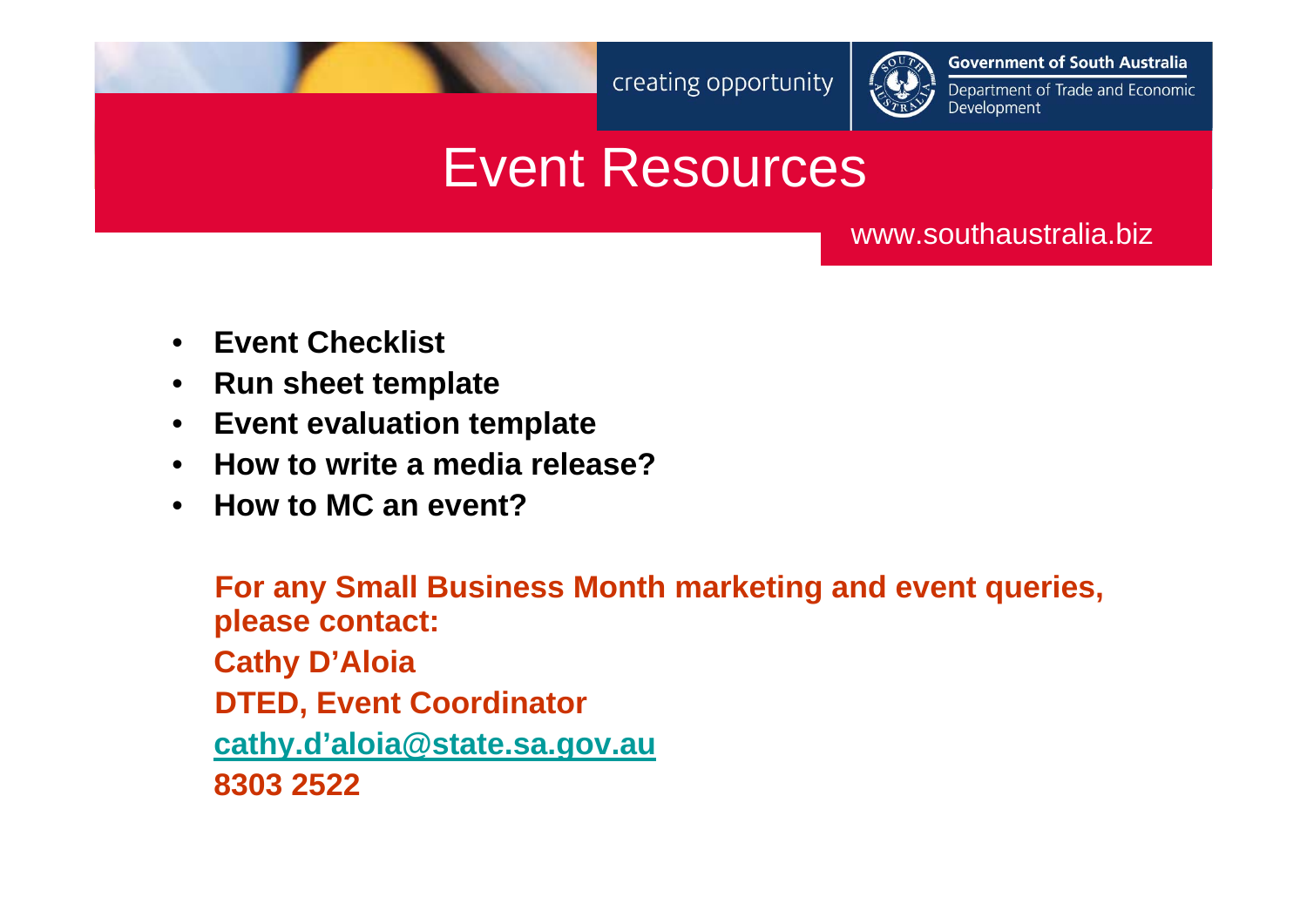creating opportunity

**Government of South Australia**

Department of Trade and Economic Development

# Event Resources

www.southaustralia.biz

- **Event Checklist**
- **Run sheet template**
- **Event evaluation template**
- **How to write a media release?**
- **How to MC an event?**

**For any Small Business Month marketing and event queries, please contact:**

**Cathy D'Aloia**

**DTED, Event Coordinator**

**cathy.d'aloia@state.sa.gov.au**

**8303 2522**